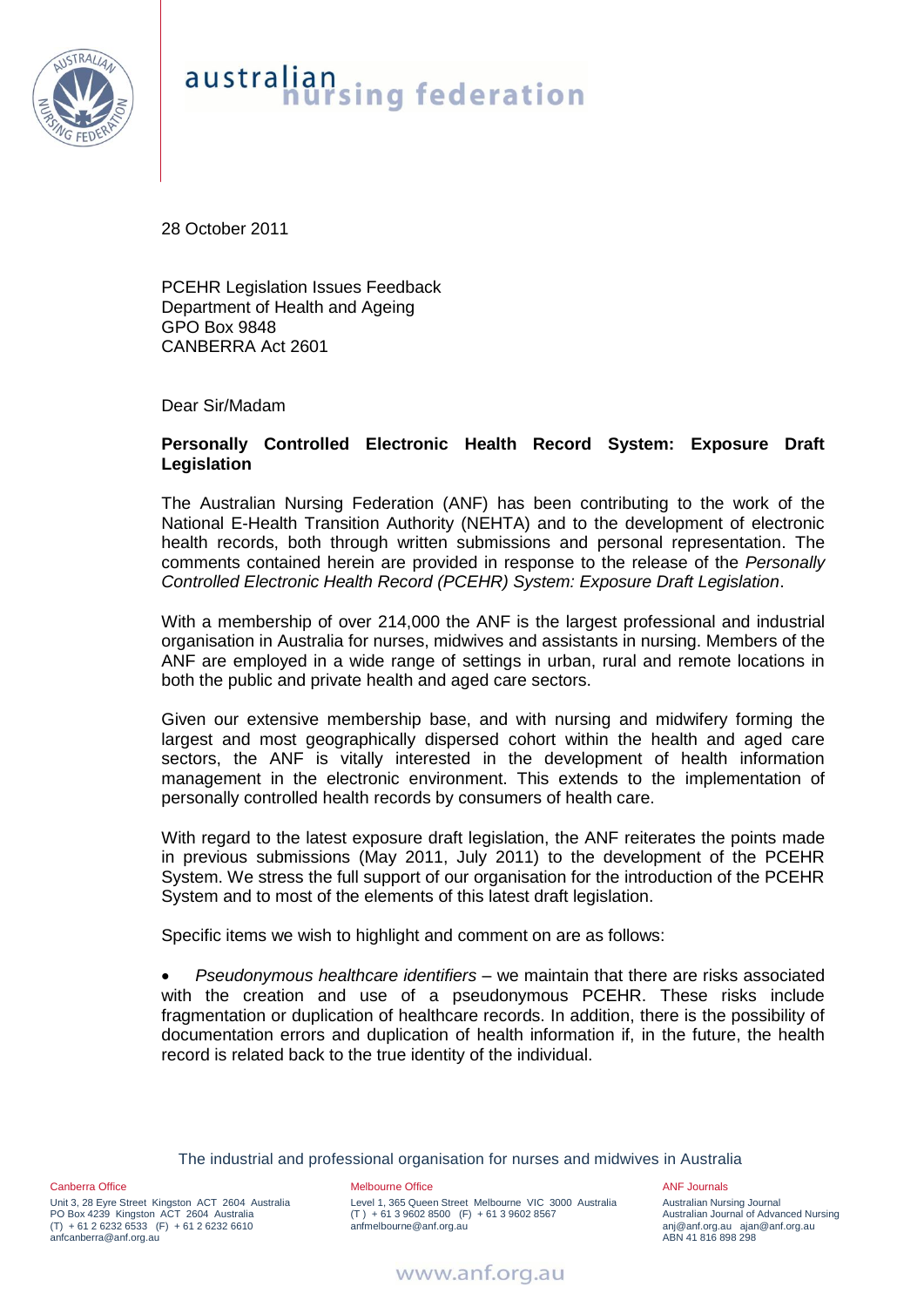australian nursing federation

28 October 2011

PCEHR Legislation Issues Feedback
Department of Health and Ageing
GPO Box 9848
CANBERRA Act 2601

Dear Sir/Madam

**Personally Controlled Electronic Health Record System: Exposure Draft Legislation**

The Australian Nursing Federation (ANF) has been contributing to the work of the National E-Health Transition Authority (NEHTA) and to the development of electronic health records, both through written submissions and personal representation. The comments contained herein are provided in response to the release of the *Personally Controlled Electronic Health Record (PCEHR) System: Exposure Draft Legislation*.

With a membership of over 214,000 the ANF is the largest professional and industrial organisation in Australia for nurses, midwives and assistants in nursing. Members of the ANF are employed in a wide range of settings in urban, rural and remote locations in both the public and private health and aged care sectors.

Given our extensive membership base, and with nursing and midwifery forming the largest and most geographically dispersed cohort within the health and aged care sectors, the ANF is vitally interested in the development of health information management in the electronic environment. This extends to the implementation of personally controlled health records by consumers of health care.

With regard to the latest exposure draft legislation, the ANF reiterates the points made in previous submissions (May 2011, July 2011) to the development of the PCEHR System. We stress the full support of our organisation for the introduction of the PCEHR System and to most of the elements of this latest draft legislation.

Specific items we wish to highlight and comment on are as follows:

- *Pseudonymous healthcare identifiers* – we maintain that there are risks associated with the creation and use of a pseudonymous PCEHR. These risks include fragmentation or duplication of healthcare records. In addition, there is the possibility of documentation errors and duplication of health information if, in the future, the health record is related back to the true identity of the individual.

The industrial and professional organisation for nurses and midwives in Australia

Canberra Office
Unit 3, 28 Eyre Street Kingston ACT 2604 Australia
PO Box 4239 Kingston ACT 2604 Australia
(T) + 61 2 6232 6533 (F) + 61 2 6232 6610
anfcanberra@anf.org.au

Melbourne Office
Level 1, 365 Queen Street Melbourne VIC 3000 Australia
(T) + 61 3 9602 8500 (F) + 61 3 9602 8567
anfmelbourne@anf.org.au

ANF Journals
Australian Nursing Journal
Australian Journal of Advanced Nursing
anj@anf.org.au ajan@anf.org.au
ABN 41 816 898 298

www.anf.org.au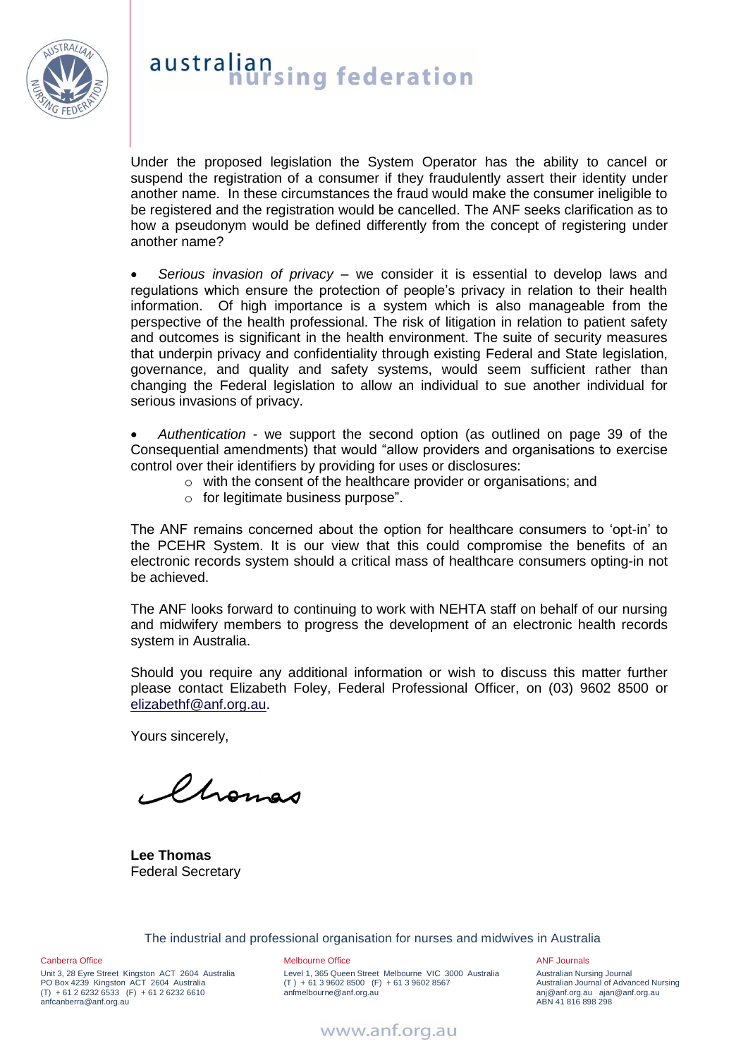Under the proposed legislation the System Operator has the ability to cancel or suspend the registration of a consumer if they fraudulently assert their identity under another name. In these circumstances the fraud would make the consumer ineligible to be registered and the registration would be cancelled. The ANF seeks clarification as to how a pseudonym would be defined differently from the concept of registering under another name?

- *Serious invasion of privacy* – we consider it is essential to develop laws and regulations which ensure the protection of people's privacy in relation to their health information. Of high importance is a system which is also manageable from the perspective of the health professional. The risk of litigation in relation to patient safety and outcomes is significant in the health environment. The suite of security measures that underpin privacy and confidentiality through existing Federal and State legislation, governance, and quality and safety systems, would seem sufficient rather than changing the Federal legislation to allow an individual to sue another individual for serious invasions of privacy.

- *Authentication* - we support the second option (as outlined on page 39 of the Consequential amendments) that would "allow providers and organisations to exercise control over their identifiers by providing for uses or disclosures:
  - with the consent of the healthcare provider or organisations; and
  - for legitimate business purpose".

The ANF remains concerned about the option for healthcare consumers to 'opt-in' to the PCEHR System. It is our view that this could compromise the benefits of an electronic records system should a critical mass of healthcare consumers opting-in not be achieved.

The ANF looks forward to continuing to work with NEHTA staff on behalf of our nursing and midwifery members to progress the development of an electronic health records system in Australia.

Should you require any additional information or wish to discuss this matter further please contact Elizabeth Foley, Federal Professional Officer, on (03) 9602 8500 or elizabethf@anf.org.au.

Yours sincerely,

**Lee Thomas**
Federal Secretary